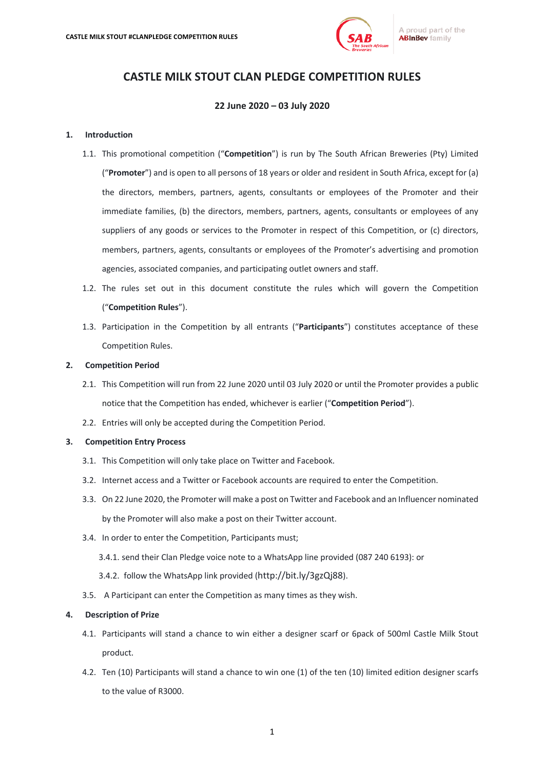# CASTLE MILK STOUT CLAN PLEDGE COMPETITION RULES

**22 June 2020 – 03 July 2020**

## 1. Introduction

1.1. This promotional competition ("**Competition**") is run by The South African Breweries (Pty) Limited ("**Promoter**") and is open to all persons of 18 years or older and resident in South Africa, except for (a) the directors, members, partners, agents, consultants or employees of the Promoter and their immediate families, (b) the directors, members, partners, agents, consultants or employees of any suppliers of any goods or services to the Promoter in respect of this Competition, or (c) directors, members, partners, agents, consultants or employees of the Promoter's advertising and promotion agencies, associated companies, and participating outlet owners and staff.

1.2. The rules set out in this document constitute the rules which will govern the Competition ("**Competition Rules**").

1.3. Participation in the Competition by all entrants ("**Participants**") constitutes acceptance of these Competition Rules.

## 2. Competition Period

2.1. This Competition will run from 22 June 2020 until 03 July 2020 or until the Promoter provides a public notice that the Competition has ended, whichever is earlier ("**Competition Period**").

2.2. Entries will only be accepted during the Competition Period.

## 3. Competition Entry Process

3.1. This Competition will only take place on Twitter and Facebook.

3.2. Internet access and a Twitter or Facebook accounts are required to enter the Competition.

3.3. On 22 June 2020, the Promoter will make a post on Twitter and Facebook and an Influencer nominated by the Promoter will also make a post on their Twitter account.

3.4. In order to enter the Competition, Participants must;

3.4.1. send their Clan Pledge voice note to a WhatsApp line provided (087 240 6193): or

3.4.2. follow the WhatsApp link provided (http://bit.ly/3gzQj88).

3.5. A Participant can enter the Competition as many times as they wish.

## 4. Description of Prize

4.1. Participants will stand a chance to win either a designer scarf or 6pack of 500ml Castle Milk Stout product.

4.2. Ten (10) Participants will stand a chance to win one (1) of the ten (10) limited edition designer scarfs to the value of R3000.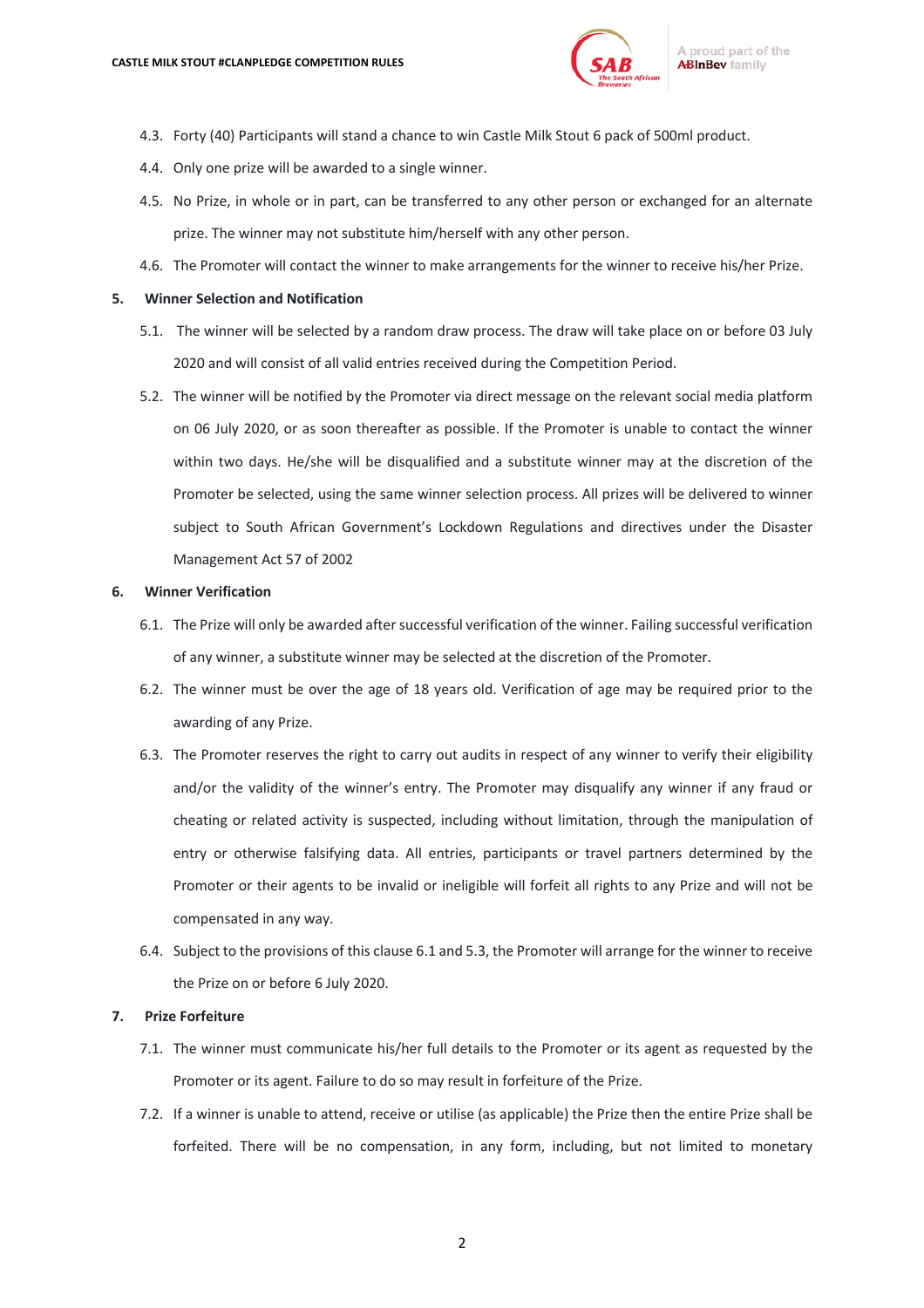4.3. Forty (40) Participants will stand a chance to win Castle Milk Stout 6 pack of 500ml product.

4.4. Only one prize will be awarded to a single winner.

4.5. No Prize, in whole or in part, can be transferred to any other person or exchanged for an alternate prize. The winner may not substitute him/herself with any other person.

4.6. The Promoter will contact the winner to make arrangements for the winner to receive his/her Prize.

**5. Winner Selection and Notification**

5.1. The winner will be selected by a random draw process. The draw will take place on or before 03 July 2020 and will consist of all valid entries received during the Competition Period.

5.2. The winner will be notified by the Promoter via direct message on the relevant social media platform on 06 July 2020, or as soon thereafter as possible. If the Promoter is unable to contact the winner within two days. He/she will be disqualified and a substitute winner may at the discretion of the Promoter be selected, using the same winner selection process. All prizes will be delivered to winner subject to South African Government's Lockdown Regulations and directives under the Disaster Management Act 57 of 2002

**6. Winner Verification**

6.1. The Prize will only be awarded after successful verification of the winner. Failing successful verification of any winner, a substitute winner may be selected at the discretion of the Promoter.

6.2. The winner must be over the age of 18 years old. Verification of age may be required prior to the awarding of any Prize.

6.3. The Promoter reserves the right to carry out audits in respect of any winner to verify their eligibility and/or the validity of the winner's entry. The Promoter may disqualify any winner if any fraud or cheating or related activity is suspected, including without limitation, through the manipulation of entry or otherwise falsifying data. All entries, participants or travel partners determined by the Promoter or their agents to be invalid or ineligible will forfeit all rights to any Prize and will not be compensated in any way.

6.4. Subject to the provisions of this clause 6.1 and 5.3, the Promoter will arrange for the winner to receive the Prize on or before 6 July 2020.

**7. Prize Forfeiture**

7.1. The winner must communicate his/her full details to the Promoter or its agent as requested by the Promoter or its agent. Failure to do so may result in forfeiture of the Prize.

7.2. If a winner is unable to attend, receive or utilise (as applicable) the Prize then the entire Prize shall be forfeited. There will be no compensation, in any form, including, but not limited to monetary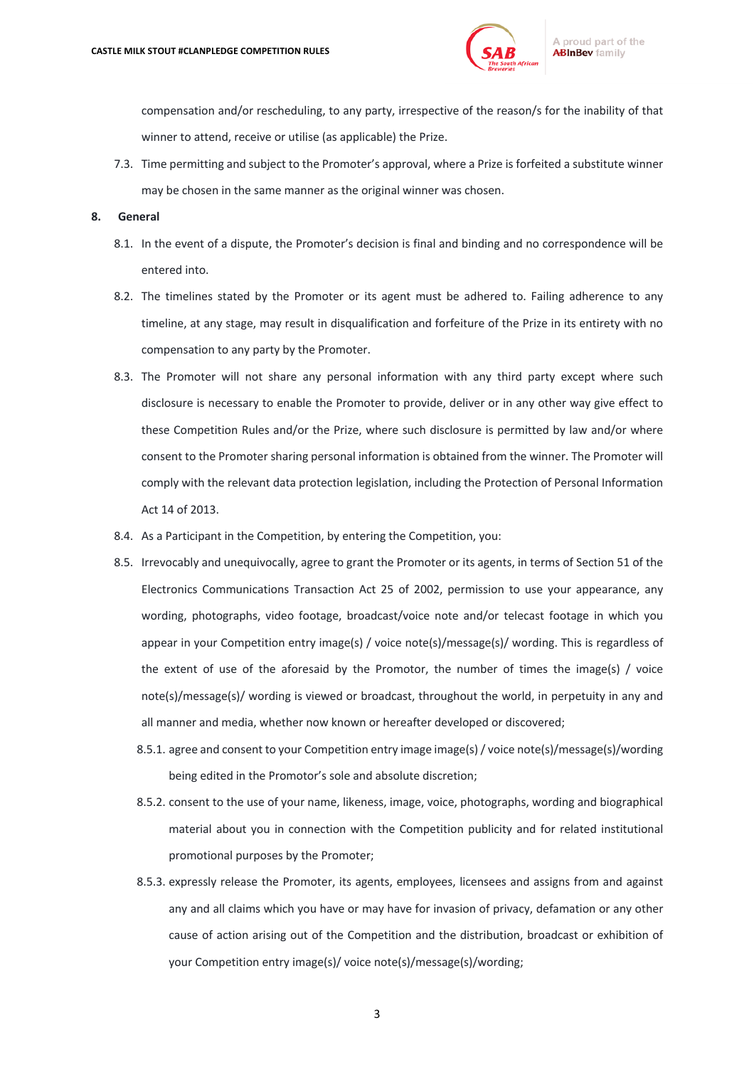compensation and/or rescheduling, to any party, irrespective of the reason/s for the inability of that winner to attend, receive or utilise (as applicable) the Prize.

7.3. Time permitting and subject to the Promoter's approval, where a Prize is forfeited a substitute winner may be chosen in the same manner as the original winner was chosen.

**8. General**

8.1. In the event of a dispute, the Promoter's decision is final and binding and no correspondence will be entered into.

8.2. The timelines stated by the Promoter or its agent must be adhered to. Failing adherence to any timeline, at any stage, may result in disqualification and forfeiture of the Prize in its entirety with no compensation to any party by the Promoter.

8.3. The Promoter will not share any personal information with any third party except where such disclosure is necessary to enable the Promoter to provide, deliver or in any other way give effect to these Competition Rules and/or the Prize, where such disclosure is permitted by law and/or where consent to the Promoter sharing personal information is obtained from the winner. The Promoter will comply with the relevant data protection legislation, including the Protection of Personal Information Act 14 of 2013.

8.4. As a Participant in the Competition, by entering the Competition, you:

8.5. Irrevocably and unequivocally, agree to grant the Promoter or its agents, in terms of Section 51 of the Electronics Communications Transaction Act 25 of 2002, permission to use your appearance, any wording, photographs, video footage, broadcast/voice note and/or telecast footage in which you appear in your Competition entry image(s) / voice note(s)/message(s)/ wording. This is regardless of the extent of use of the aforesaid by the Promotor, the number of times the image(s) / voice note(s)/message(s)/ wording is viewed or broadcast, throughout the world, in perpetuity in any and all manner and media, whether now known or hereafter developed or discovered;

8.5.1. agree and consent to your Competition entry image image(s) / voice note(s)/message(s)/wording being edited in the Promotor's sole and absolute discretion;

8.5.2. consent to the use of your name, likeness, image, voice, photographs, wording and biographical material about you in connection with the Competition publicity and for related institutional promotional purposes by the Promoter;

8.5.3. expressly release the Promoter, its agents, employees, licensees and assigns from and against any and all claims which you have or may have for invasion of privacy, defamation or any other cause of action arising out of the Competition and the distribution, broadcast or exhibition of your Competition entry image(s)/ voice note(s)/message(s)/wording;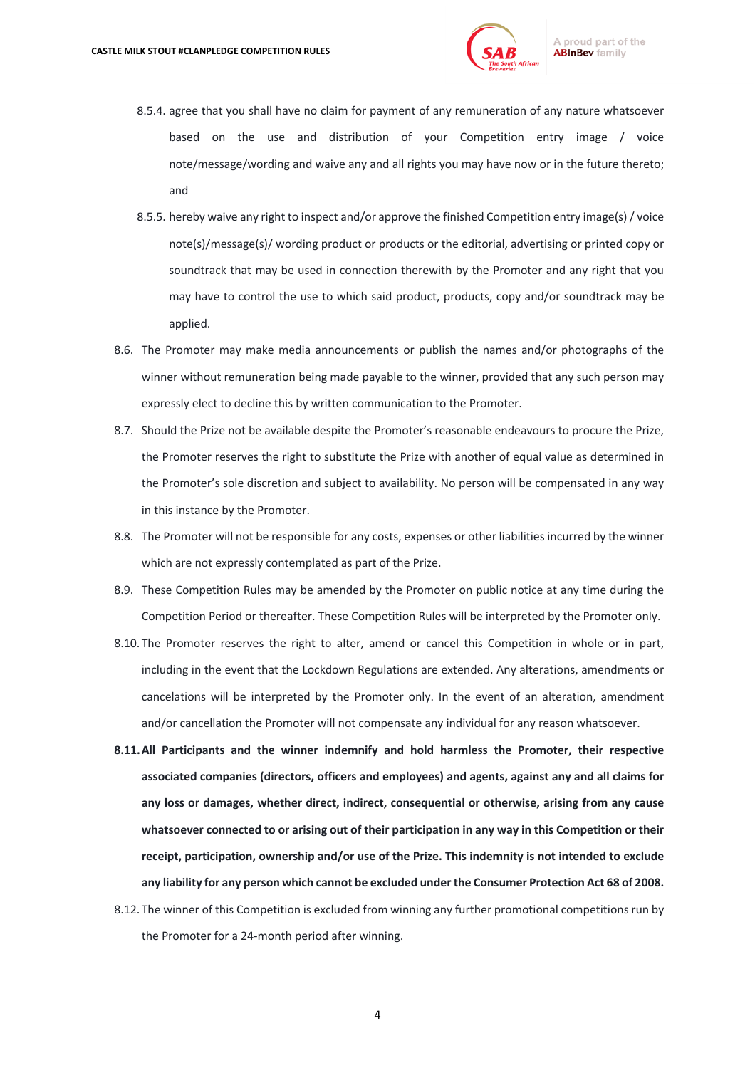8.5.4. agree that you shall have no claim for payment of any remuneration of any nature whatsoever based on the use and distribution of your Competition entry image / voice note/message/wording and waive any and all rights you may have now or in the future thereto; and

8.5.5. hereby waive any right to inspect and/or approve the finished Competition entry image(s) / voice note(s)/message(s)/ wording product or products or the editorial, advertising or printed copy or soundtrack that may be used in connection therewith by the Promoter and any right that you may have to control the use to which said product, products, copy and/or soundtrack may be applied.

8.6. The Promoter may make media announcements or publish the names and/or photographs of the winner without remuneration being made payable to the winner, provided that any such person may expressly elect to decline this by written communication to the Promoter.

8.7. Should the Prize not be available despite the Promoter's reasonable endeavours to procure the Prize, the Promoter reserves the right to substitute the Prize with another of equal value as determined in the Promoter's sole discretion and subject to availability. No person will be compensated in any way in this instance by the Promoter.

8.8. The Promoter will not be responsible for any costs, expenses or other liabilities incurred by the winner which are not expressly contemplated as part of the Prize.

8.9. These Competition Rules may be amended by the Promoter on public notice at any time during the Competition Period or thereafter. These Competition Rules will be interpreted by the Promoter only.

8.10. The Promoter reserves the right to alter, amend or cancel this Competition in whole or in part, including in the event that the Lockdown Regulations are extended. Any alterations, amendments or cancelations will be interpreted by the Promoter only. In the event of an alteration, amendment and/or cancellation the Promoter will not compensate any individual for any reason whatsoever.

**8.11. All Participants and the winner indemnify and hold harmless the Promoter, their respective associated companies (directors, officers and employees) and agents, against any and all claims for any loss or damages, whether direct, indirect, consequential or otherwise, arising from any cause whatsoever connected to or arising out of their participation in any way in this Competition or their receipt, participation, ownership and/or use of the Prize. This indemnity is not intended to exclude any liability for any person which cannot be excluded under the Consumer Protection Act 68 of 2008.**

8.12. The winner of this Competition is excluded from winning any further promotional competitions run by the Promoter for a 24-month period after winning.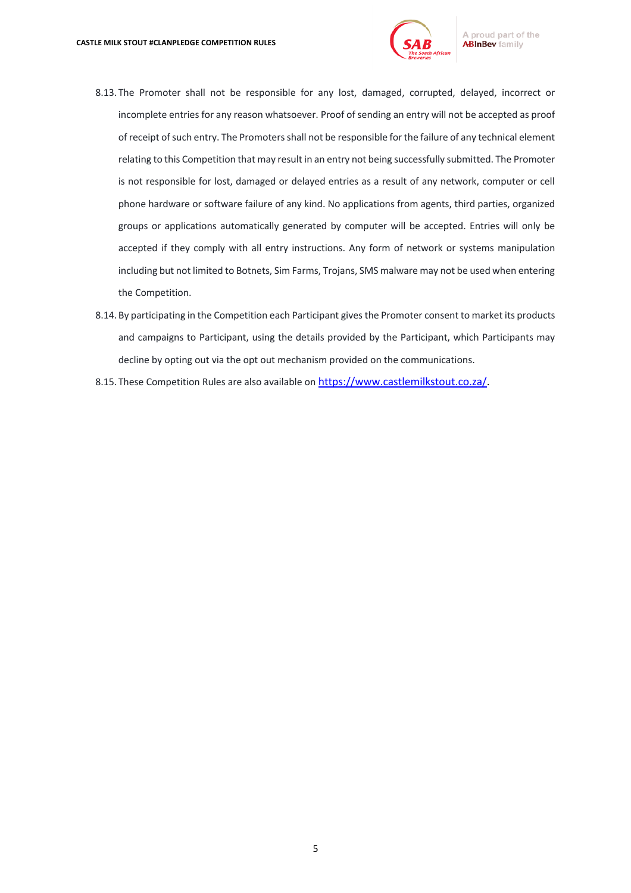8.13. The Promoter shall not be responsible for any lost, damaged, corrupted, delayed, incorrect or incomplete entries for any reason whatsoever. Proof of sending an entry will not be accepted as proof of receipt of such entry. The Promoters shall not be responsible for the failure of any technical element relating to this Competition that may result in an entry not being successfully submitted. The Promoter is not responsible for lost, damaged or delayed entries as a result of any network, computer or cell phone hardware or software failure of any kind. No applications from agents, third parties, organized groups or applications automatically generated by computer will be accepted. Entries will only be accepted if they comply with all entry instructions. Any form of network or systems manipulation including but not limited to Botnets, Sim Farms, Trojans, SMS malware may not be used when entering the Competition.

8.14. By participating in the Competition each Participant gives the Promoter consent to market its products and campaigns to Participant, using the details provided by the Participant, which Participants may decline by opting out via the opt out mechanism provided on the communications.

8.15. These Competition Rules are also available on [https://www.castlemilkstout.co.za/](https://www.castlemilkstout.co.za/).